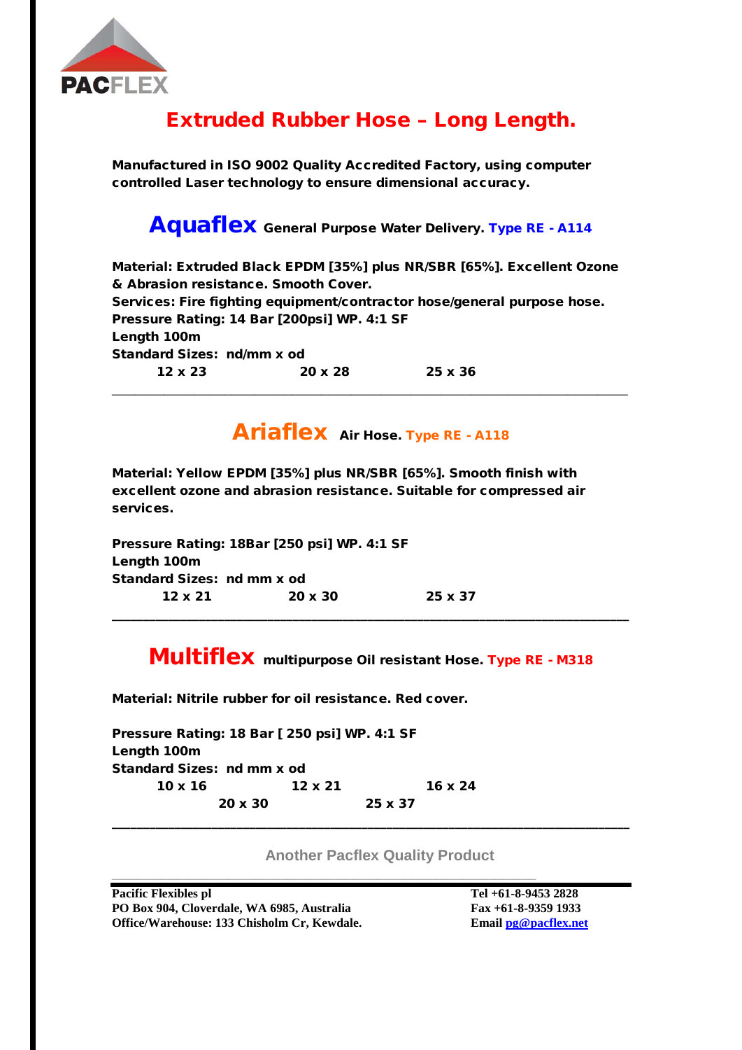PACFLEX

# Extruded Rubber Hose – Long Length.

**Manufactured in ISO 9002 Quality Accredited Factory, using computer controlled Laser technology to ensure dimensional accuracy.**

## Aquaflex **General Purpose Water Delivery.** Type RE - A114

**Material: Extruded Black EPDM [35%] plus NR/SBR [65%]. Excellent Ozone & Abrasion resistance. Smooth Cover.**
**Services: Fire fighting equipment/contractor hose/general purpose hose.**
**Pressure Rating: 14 Bar [200psi] WP. 4:1 SF**
**Length 100m**
**Standard Sizes: nd/mm x od**

**12 x 23 20 x 28 25 x 36**

---

## Ariaflex **Air Hose.** Type RE - A118

**Material: Yellow EPDM [35%] plus NR/SBR [65%]. Smooth finish with excellent ozone and abrasion resistance. Suitable for compressed air services.**

**Pressure Rating: 18Bar [250 psi] WP. 4:1 SF**
**Length 100m**
**Standard Sizes: nd mm x od**

**12 x 21 20 x 30 25 x 37**

---

## Multiflex **multipurpose Oil resistant Hose.** Type RE - M318

**Material: Nitrile rubber for oil resistance. Red cover.**

**Pressure Rating: 18 Bar [ 250 psi] WP. 4:1 SF**
**Length 100m**
**Standard Sizes: nd mm x od**

**10 x 16 12 x 21 16 x 24**
**20 x 30 25 x 37**

---

**Another Pacflex Quality Product**

**Pacific Flexibles pl**
**PO Box 904, Cloverdale, WA 6985, Australia**
**Office/Warehouse: 133 Chisholm Cr, Kewdale.**

**Tel +61-8-9453 2828**
**Fax +61-8-9359 1933**
**Email pg@pacflex.net**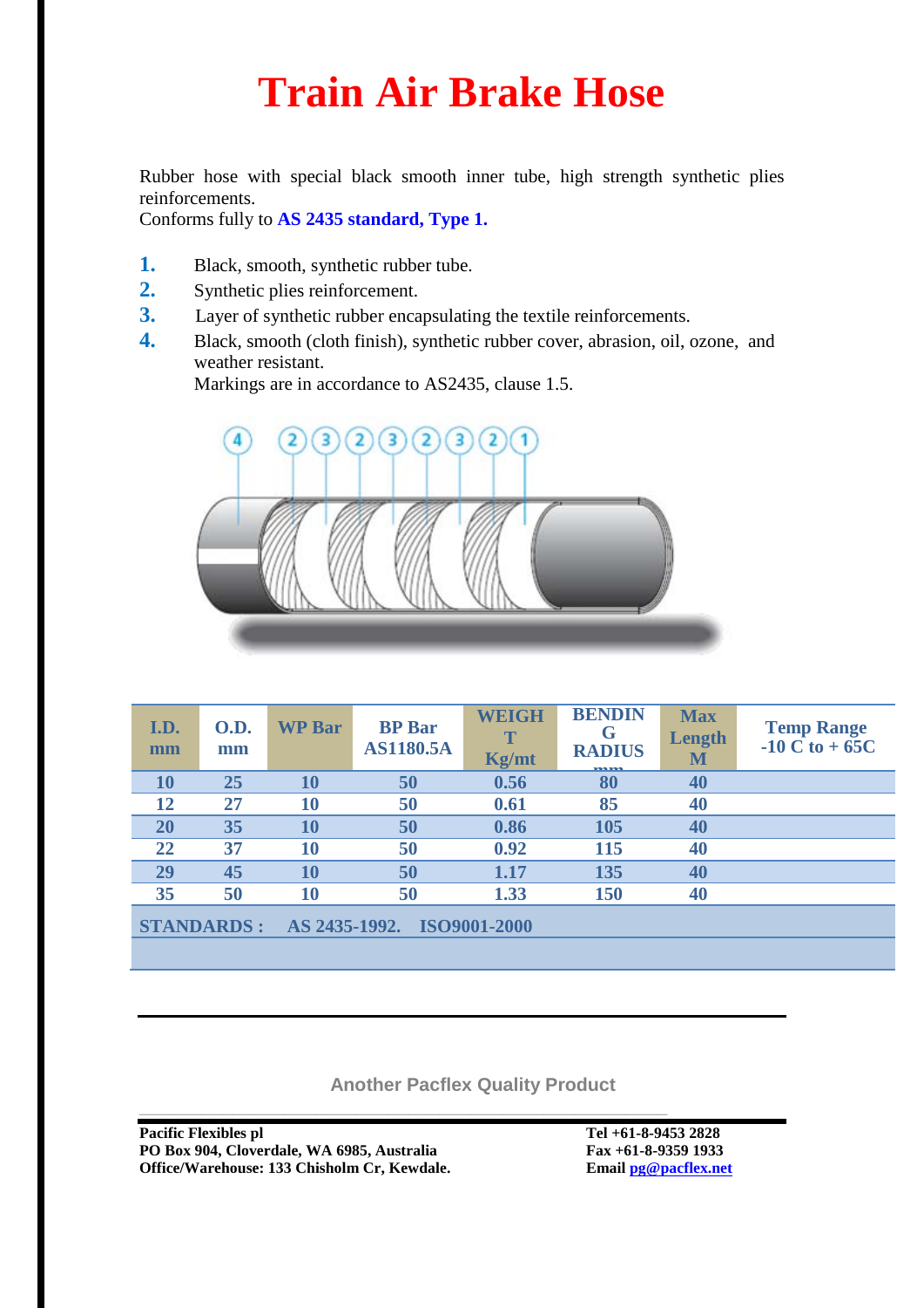# Train Air Brake Hose

Rubber hose with special black smooth inner tube, high strength synthetic plies reinforcements.
Conforms fully to **AS 2435 standard, Type 1.**

1. Black, smooth, synthetic rubber tube.
2. Synthetic plies reinforcement.
3. Layer of synthetic rubber encapsulating the textile reinforcements.
4. Black, smooth (cloth finish), synthetic rubber cover, abrasion, oil, ozone, and weather resistant.
   Markings are in accordance to AS2435, clause 1.5.

4 2 3 2 3 2 3 2 1

| I.D. mm | O.D. mm | WP Bar | BP Bar AS1180.5A | WEIGHT Kg/mt | BENDING RADIUS mm | Max Length M | Temp Range -10 C to + 65C |
|---|---|---|---|---|---|---|---|
| 10 | 25 | 10 | 50 | 0.56 | 80 | 40 | |
| 12 | 27 | 10 | 50 | 0.61 | 85 | 40 | |
| 20 | 35 | 10 | 50 | 0.86 | 105 | 40 | |
| 22 | 37 | 10 | 50 | 0.92 | 115 | 40 | |
| 29 | 45 | 10 | 50 | 1.17 | 135 | 40 | |
| 35 | 50 | 10 | 50 | 1.33 | 150 | 40 | |

**STANDARDS : AS 2435-1992. ISO9001-2000**

Another Pacflex Quality Product

**Pacific Flexibles pl**
**PO Box 904, Cloverdale, WA 6985, Australia**
**Office/Warehouse: 133 Chisholm Cr, Kewdale.**

**Tel +61-8-9453 2828**
**Fax +61-8-9359 1933**
**Email pg@pacflex.net**